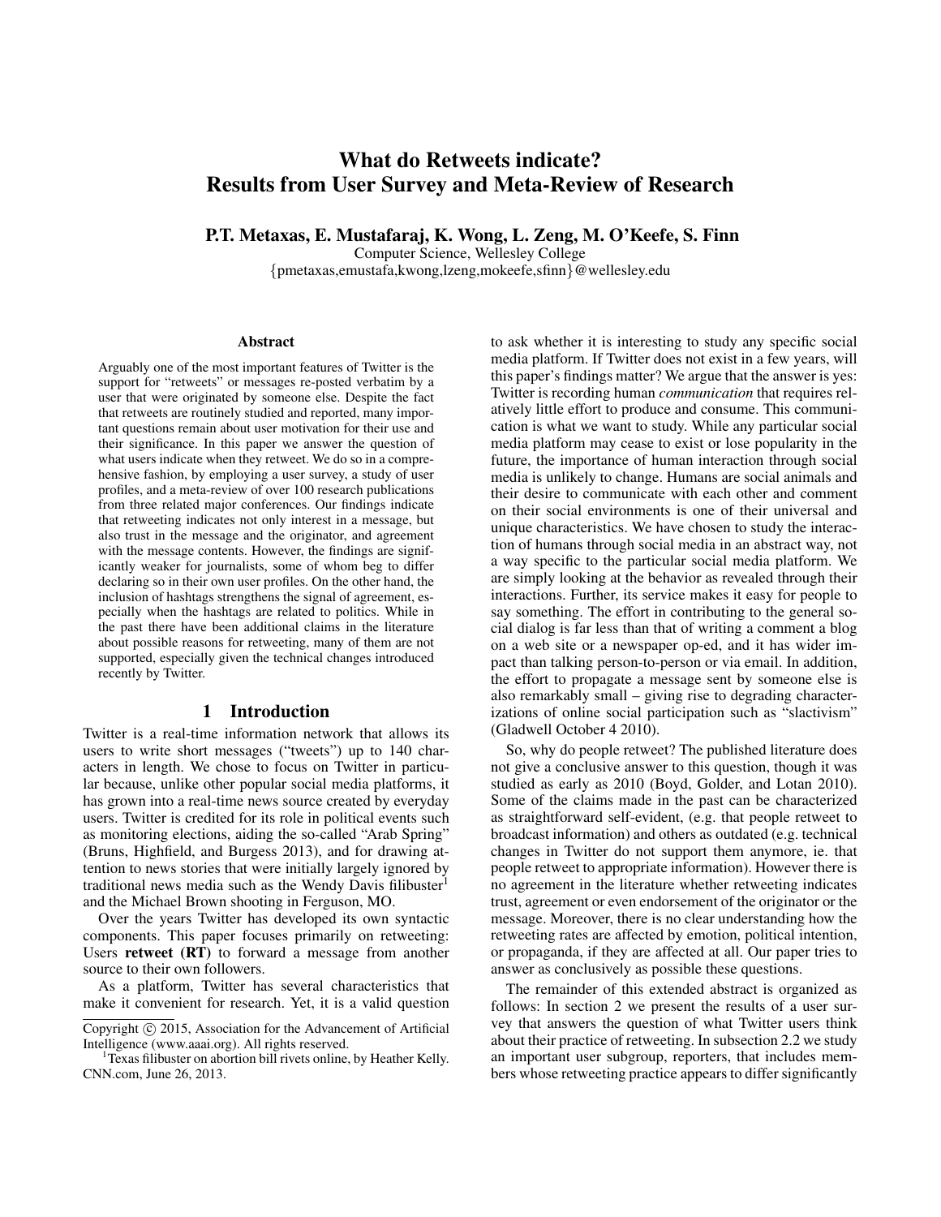# What do Retweets indicate? Results from User Survey and Meta-Review of Research

**P.T. Metaxas, E. Mustafaraj, K. Wong, L. Zeng, M. O'Keefe, S. Finn**

Computer Science, Wellesley College

{pmetaxas,emustafaraj,kwong,lzeng,mokeefe,sfinn}@wellesley.edu

### Abstract

Arguably one of the most important features of Twitter is the support for "retweets" or messages re-posted verbatim by a user that were originated by someone else. Despite the fact that retweets are routinely studied and reported, many important questions remain about user motivation for their use and their significance. In this paper we answer the question of what users indicate when they retweet. We do so in a comprehensive fashion, by employing a user survey, a study of user profiles, and a meta-review of over 100 research publications from three related major conferences. Our findings indicate that retweeting indicates not only interest in a message, but also trust in the message and the originator, and agreement with the message contents. However, the findings are significantly weaker for journalists, some of whom beg to differ declaring so in their own user profiles. On the other hand, the inclusion of hashtags strengthens the signal of agreement, especially when the hashtags are related to politics. While in the past there have been additional claims in the literature about possible reasons for retweeting, many of them are not supported, especially given the technical changes introduced recently by Twitter.

## 1 Introduction

Twitter is a real-time information network that allows its users to write short messages ("tweets") up to 140 characters in length. We chose to focus on Twitter in particular because, unlike other popular social media platforms, it has grown into a real-time news source created by everyday users. Twitter is credited for its role in political events such as monitoring elections, aiding the so-called "Arab Spring" (Bruns, Highfield, and Burgess 2013), and for drawing attention to news stories that were initially largely ignored by traditional news media such as the Wendy Davis filibuster[1] and the Michael Brown shooting in Ferguson, MO.

Over the years Twitter has developed its own syntactic components. This paper focuses primarily on retweeting: Users **retweet (RT)** to forward a message from another source to their own followers.

As a platform, Twitter has several characteristics that make it convenient for research. Yet, it is a valid question to ask whether it is interesting to study any specific social media platform. If Twitter does not exist in a few years, will this paper's findings matter? We argue that the answer is yes: Twitter is recording human *communication* that requires relatively little effort to produce and consume. This communication is what we want to study. While any particular social media platform may cease to exist or lose popularity in the future, the importance of human interaction through social media is unlikely to change. Humans are social animals and their desire to communicate with each other and comment on their social environments is one of their universal and unique characteristics. We have chosen to study the interaction of humans through social media in an abstract way, not a way specific to the particular social media platform. We are simply looking at the behavior as revealed through their interactions. Further, its service makes it easy for people to say something. The effort in contributing to the general social dialog is far less than that of writing a comment a blog on a web site or a newspaper op-ed, and it has wider impact than talking person-to-person or via email. In addition, the effort to propagate a message sent by someone else is also remarkably small – giving rise to degrading characterizations of online social participation such as "slactivism" (Gladwell October 4 2010).

So, why do people retweet? The published literature does not give a conclusive answer to this question, though it was studied as early as 2010 (Boyd, Golder, and Lotan 2010). Some of the claims made in the past can be characterized as straightforward self-evident, (e.g. that people retweet to broadcast information) and others as outdated (e.g. technical changes in Twitter do not support them anymore, ie. that people retweet to appropriate information). However there is no agreement in the literature whether retweeting indicates trust, agreement or even endorsement of the originator or the message. Moreover, there is no clear understanding how the retweeting rates are affected by emotion, political intention, or propaganda, if they are affected at all. Our paper tries to answer as conclusively as possible these questions.

The remainder of this extended abstract is organized as follows: In section 2 we present the results of a user survey that answers the question of what Twitter users think about their practice of retweeting. In subsection 2.2 we study an important user subgroup, reporters, that includes members whose retweeting practice appears to differ significantly

Copyright © 2015, Association for the Advancement of Artificial Intelligence (www.aaai.org). All rights reserved.

[1] Texas filibuster on abortion bill rivets online, by Heather Kelly. CNN.com, June 26, 2013.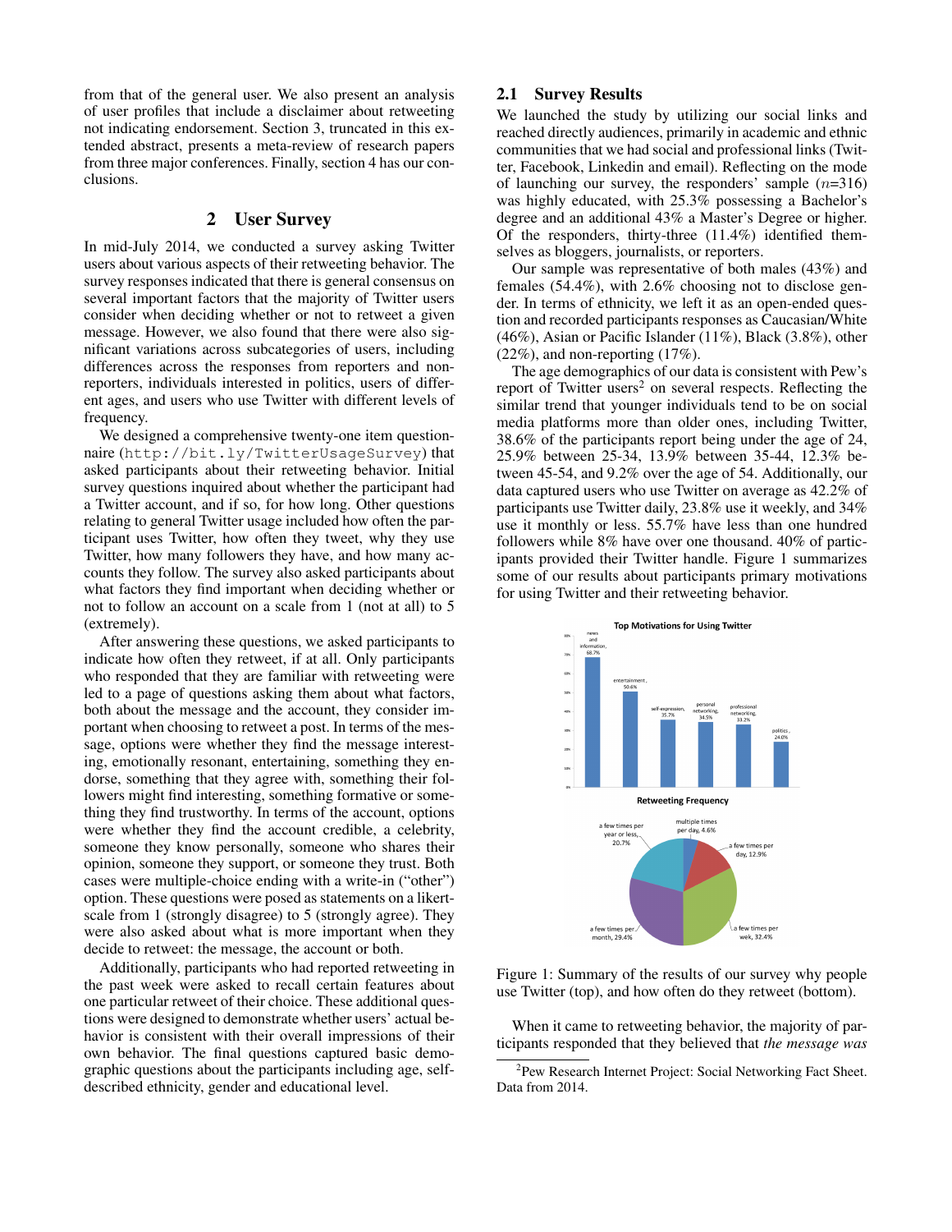from that of the general user. We also present an analysis of user profiles that include a disclaimer about retweeting not indicating endorsement. Section 3, truncated in this extended abstract, presents a meta-review of research papers from three major conferences. Finally, section 4 has our conclusions.

## 2 User Survey

In mid-July 2014, we conducted a survey asking Twitter users about various aspects of their retweeting behavior. The survey responses indicated that there is general consensus on several important factors that the majority of Twitter users consider when deciding whether or not to retweet a given message. However, we also found that there were also significant variations across subcategories of users, including differences across the responses from reporters and non-reporters, individuals interested in politics, users of different ages, and users who use Twitter with different levels of frequency.

We designed a comprehensive twenty-one item questionnaire (`http://bit.ly/TwitterUsageSurvey`) that asked participants about their retweeting behavior. Initial survey questions inquired about whether the participant had a Twitter account, and if so, for how long. Other questions relating to general Twitter usage included how often the participant uses Twitter, how often they tweet, why they use Twitter, how many followers they have, and how many accounts they follow. The survey also asked participants about what factors they find important when deciding whether or not to follow an account on a scale from 1 (not at all) to 5 (extremely).

After answering these questions, we asked participants to indicate how often they retweet, if at all. Only participants who responded that they are familiar with retweeting were led to a page of questions asking them about what factors, both about the message and the account, they consider important when choosing to retweet a post. In terms of the message, options were whether they find the message interesting, emotionally resonant, entertaining, something they endorse, something that they agree with, something their followers might find interesting, something formative or something they find trustworthy. In terms of the account, options were whether they find the account credible, a celebrity, someone they know personally, someone who shares their opinion, someone they support, or someone they trust. Both cases were multiple-choice ending with a write-in ("other") option. These questions were posed as statements on a likert-scale from 1 (strongly disagree) to 5 (strongly agree). They were also asked about what is more important when they decide to retweet: the message, the account or both.

Additionally, participants who had reported retweeting in the past week were asked to recall certain features about one particular retweet of their choice. These additional questions were designed to demonstrate whether users' actual behavior is consistent with their overall impressions of their own behavior. The final questions captured basic demographic questions about the participants including age, self-described ethnicity, gender and educational level.

### 2.1 Survey Results

We launched the study by utilizing our social links and reached directly audiences, primarily in academic and ethnic communities that we had social and professional links (Twitter, Facebook, Linkedin and email). Reflecting on the mode of launching our survey, the responders' sample ($n$=316) was highly educated, with 25.3% possessing a Bachelor's degree and an additional 43% a Master's Degree or higher. Of the responders, thirty-three (11.4%) identified themselves as bloggers, journalists, or reporters.

Our sample was representative of both males (43%) and females (54.4%), with 2.6% choosing not to disclose gender. In terms of ethnicity, we left it as an open-ended question and recorded participants responses as Caucasian/White (46%), Asian or Pacific Islander (11%), Black (3.8%), other (22%), and non-reporting (17%).

The age demographics of our data is consistent with Pew's report of Twitter users[2] on several respects. Reflecting the similar trend that younger individuals tend to be on social media platforms more than older ones, including Twitter, 38.6% of the participants report being under the age of 24, 25.9% between 25-34, 13.9% between 35-44, 12.3% between 45-54, and 9.2% over the age of 54. Additionally, our data captured users who use Twitter on average as 42.2% of participants use Twitter daily, 23.8% use it weekly, and 34% use it monthly or less. 55.7% have less than one hundred followers while 8% have over one thousand. 40% of participants provided their Twitter handle. Figure 1 summarizes some of our results about participants primary motivations for using Twitter and their retweeting behavior.

Figure 1: Summary of the results of our survey why people use Twitter (top), and how often do they retweet (bottom).

When it came to retweeting behavior, the majority of participants responded that they believed that *the message was*

[2] Pew Research Internet Project: Social Networking Fact Sheet. Data from 2014.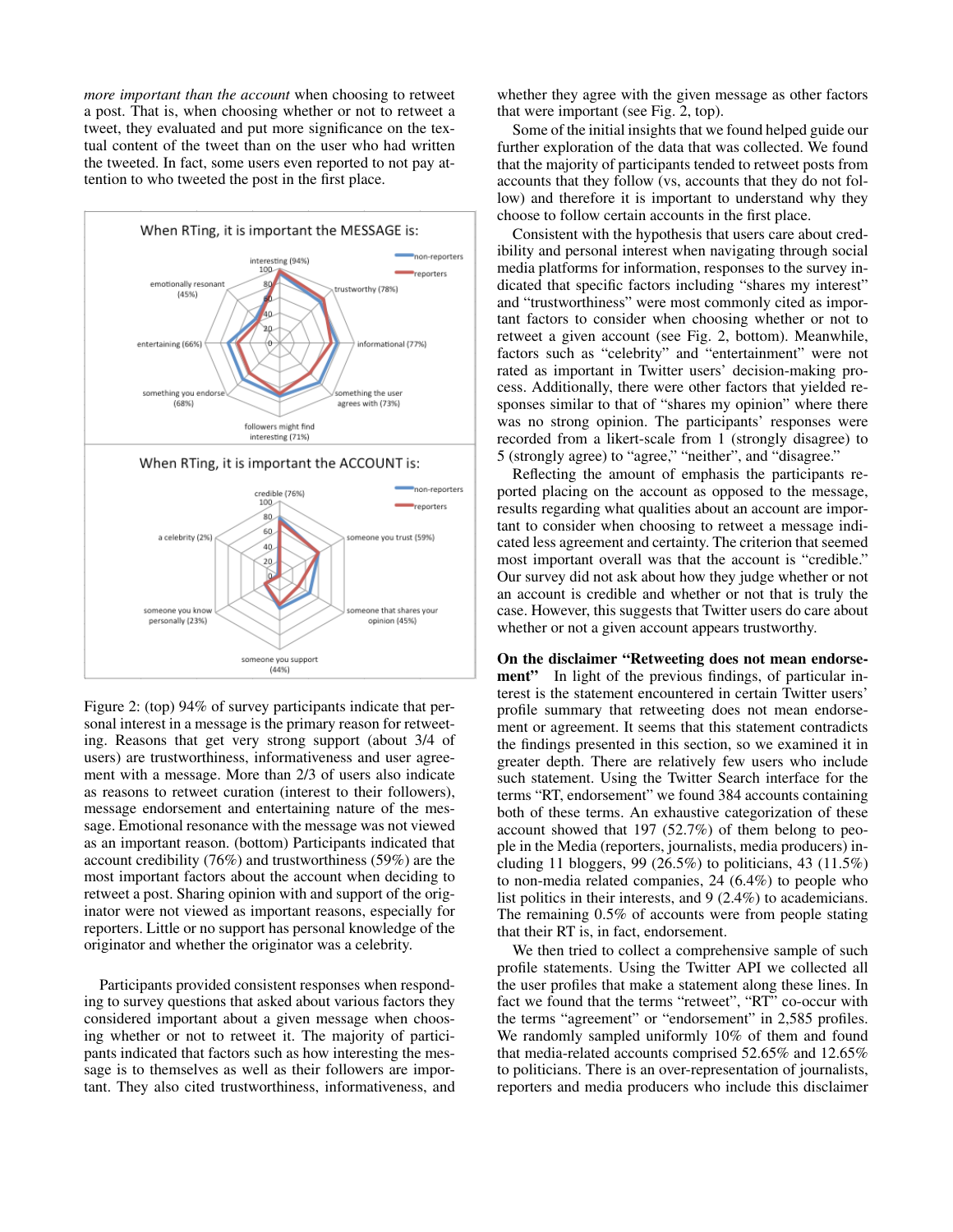*more important than the account* when choosing to retweet a post. That is, when choosing whether or not to retweet a tweet, they evaluated and put more significance on the textual content of the tweet than on the user who had written the tweeted. In fact, some users even reported to not pay attention to who tweeted the post in the first place.

Figure 2: (top) 94% of survey participants indicate that personal interest in a message is the primary reason for retweeting. Reasons that get very strong support (about 3/4 of users) are trustworthiness, informativeness and user agreement with a message. More than 2/3 of users also indicate as reasons to retweet curation (interest to their followers), message endorsement and entertaining nature of the message. Emotional resonance with the message was not viewed as an important reason. (bottom) Participants indicated that account credibility (76%) and trustworthiness (59%) are the most important factors about the account when deciding to retweet a post. Sharing opinion with and support of the originator were not viewed as important reasons, especially for reporters. Little or no support has personal knowledge of the originator and whether the originator was a celebrity.

Participants provided consistent responses when responding to survey questions that asked about various factors they considered important about a given message when choosing whether or not to retweet it. The majority of participants indicated that factors such as how interesting the message is to themselves as well as their followers are important. They also cited trustworthiness, informativeness, and whether they agree with the given message as other factors that were important (see Fig. 2, top).

Some of the initial insights that we found helped guide our further exploration of the data that was collected. We found that the majority of participants tended to retweet posts from accounts that they follow (vs, accounts that they do not follow) and therefore it is important to understand why they choose to follow certain accounts in the first place.

Consistent with the hypothesis that users care about credibility and personal interest when navigating through social media platforms for information, responses to the survey indicated that specific factors including "shares my interest" and "trustworthiness" were most commonly cited as important factors to consider when choosing whether or not to retweet a given account (see Fig. 2, bottom). Meanwhile, factors such as "celebrity" and "entertainment" were not rated as important in Twitter users' decision-making process. Additionally, there were other factors that yielded responses similar to that of "shares my opinion" where there was no strong opinion. The participants' responses were recorded from a likert-scale from 1 (strongly disagree) to 5 (strongly agree) to "agree," "neither", and "disagree."

Reflecting the amount of emphasis the participants reported placing on the account as opposed to the message, results regarding what qualities about an account are important to consider when choosing to retweet a message indicated less agreement and certainty. The criterion that seemed most important overall was that the account is "credible." Our survey did not ask about how they judge whether or not an account is credible and whether or not that is truly the case. However, this suggests that Twitter users do care about whether or not a given account appears trustworthy.

**On the disclaimer "Retweeting does not mean endorsement"** In light of the previous findings, of particular interest is the statement encountered in certain Twitter users' profile summary that retweeting does not mean endorsement or agreement. It seems that this statement contradicts the findings presented in this section, so we examined it in greater depth. There are relatively few users who include such statement. Using the Twitter Search interface for the terms "RT, endorsement" we found 384 accounts containing both of these terms. An exhaustive categorization of these account showed that 197 (52.7%) of them belong to people in the Media (reporters, journalists, media producers) including 11 bloggers, 99 (26.5%) to politicians, 43 (11.5%) to non-media related companies, 24 (6.4%) to people who list politics in their interests, and 9 (2.4%) to academicians. The remaining 0.5% of accounts were from people stating that their RT is, in fact, endorsement.

We then tried to collect a comprehensive sample of such profile statements. Using the Twitter API we collected all the user profiles that make a statement along these lines. In fact we found that the terms "retweet", "RT" co-occur with the terms "agreement" or "endorsement" in 2,585 profiles. We randomly sampled uniformly 10% of them and found that media-related accounts comprised 52.65% and 12.65% to politicians. There is an over-representation of journalists, reporters and media producers who include this disclaimer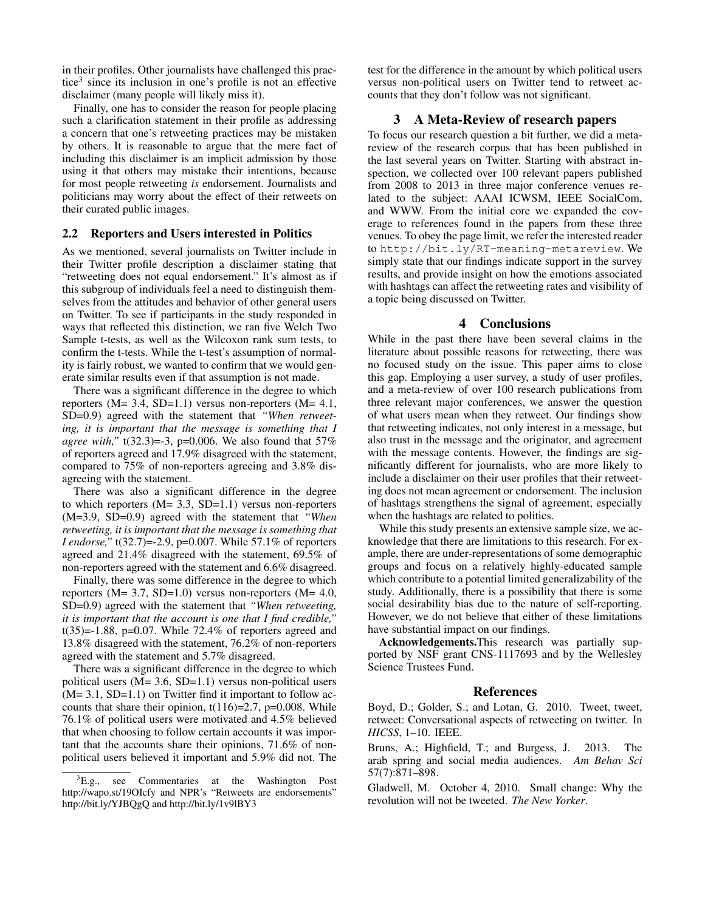in their profiles. Other journalists have challenged this practice[3] since its inclusion in one's profile is not an effective disclaimer (many people will likely miss it).

Finally, one has to consider the reason for people placing such a clarification statement in their profile as addressing a concern that one's retweeting practices may be mistaken by others. It is reasonable to argue that the mere fact of including this disclaimer is an implicit admission by those using it that others may mistake their intentions, because for most people retweeting *is* endorsement. Journalists and politicians may worry about the effect of their retweets on their curated public images.

### 2.2 Reporters and Users interested in Politics

As we mentioned, several journalists on Twitter include in their Twitter profile description a disclaimer stating that "retweeting does not equal endorsement." It's almost as if this subgroup of individuals feel a need to distinguish themselves from the attitudes and behavior of other general users on Twitter. To see if participants in the study responded in ways that reflected this distinction, we ran five Welch Two Sample t-tests, as well as the Wilcoxon rank sum tests, to confirm the t-tests. While the t-test's assumption of normality is fairly robust, we wanted to confirm that we would generate similar results even if that assumption is not made.

There was a significant difference in the degree to which reporters (M= 3.4, SD=1.1) versus non-reporters (M= 4.1, SD=0.9) agreed with the statement that *"When retweeting, it is important that the message is something that I agree with,"* t(32.3)=-3, p=0.006. We also found that 57% of reporters agreed and 17.9% disagreed with the statement, compared to 75% of non-reporters agreeing and 3.8% disagreeing with the statement.

There was also a significant difference in the degree to which reporters (M= 3.3, SD=1.1) versus non-reporters (M=3.9, SD=0.9) agreed with the statement that *"When retweeting, it is important that the message is something that I endorse,"* t(32.7)=-2.9, p=0.007. While 57.1% of reporters agreed and 21.4% disagreed with the statement, 69.5% of non-reporters agreed with the statement and 6.6% disagreed.

Finally, there was some difference in the degree to which reporters (M= 3.7, SD=1.0) versus non-reporters (M= 4.0, SD=0.9) agreed with the statement that *"When retweeting, it is important that the account is one that I find credible,"* t(35)=-1.88, p=0.07. While 72.4% of reporters agreed and 13.8% disagreed with the statement, 76.2% of non-reporters agreed with the statement and 5.7% disagreed.

There was a significant difference in the degree to which political users (M= 3.6, SD=1.1) versus non-political users (M= 3.1, SD=1.1) on Twitter find it important to follow accounts that share their opinion, t(116)=2.7, p=0.008. While 76.1% of political users were motivated and 4.5% believed that when choosing to follow certain accounts it was important that the accounts share their opinions, 71.6% of non-political users believed it important and 5.9% did not. The test for the difference in the amount by which political users versus non-political users on Twitter tend to retweet accounts that they don't follow was not significant.

[3] E.g., see Commentaries at the Washington Post http://wapo.st/19OIcfy and NPR's "Retweets are endorsements" http://bit.ly/YJBQgQ and http://bit.ly/1v9lBY3

## 3 A Meta-Review of research papers

To focus our research question a bit further, we did a meta-review of the research corpus that has been published in the last several years on Twitter. Starting with abstract inspection, we collected over 100 relevant papers published from 2008 to 2013 in three major conference venues related to the subject: AAAI ICWSM, IEEE SocialCom, and WWW. From the initial core we expanded the coverage to references found in the papers from these three venues. To obey the page limit, we refer the interested reader to `http://bit.ly/RT-meaning-metareview`. We simply state that our findings indicate support in the survey results, and provide insight on how the emotions associated with hashtags can affect the retweeting rates and visibility of a topic being discussed on Twitter.

## 4 Conclusions

While in the past there have been several claims in the literature about possible reasons for retweeting, there was no focused study on the issue. This paper aims to close this gap. Employing a user survey, a study of user profiles, and a meta-review of over 100 research publications from three relevant major conferences, we answer the question of what users mean when they retweet. Our findings show that retweeting indicates, not only interest in a message, but also trust in the message and the originator, and agreement with the message contents. However, the findings are significantly different for journalists, who are more likely to include a disclaimer on their user profiles that their retweeting does not mean agreement or endorsement. The inclusion of hashtags strengthens the signal of agreement, especially when the hashtags are related to politics.

While this study presents an extensive sample size, we acknowledge that there are limitations to this research. For example, there are under-representations of some demographic groups and focus on a relatively highly-educated sample which contribute to a potential limited generalizability of the study. Additionally, there is a possibility that there is some social desirability bias due to the nature of self-reporting. However, we do not believe that either of these limitations have substantial impact on our findings.

**Acknowledgements.** This research was partially supported by NSF grant CNS-1117693 and by the Wellesley Science Trustees Fund.

## References

Boyd, D.; Golder, S.; and Lotan, G. 2010. Tweet, tweet, retweet: Conversational aspects of retweeting on twitter. In *HICSS*, 1–10. IEEE.

Bruns, A.; Highfield, T.; and Burgess, J. 2013. The arab spring and social media audiences. *Am Behav Sci* 57(7):871–898.

Gladwell, M. October 4, 2010. Small change: Why the revolution will not be tweeted. *The New Yorker*.